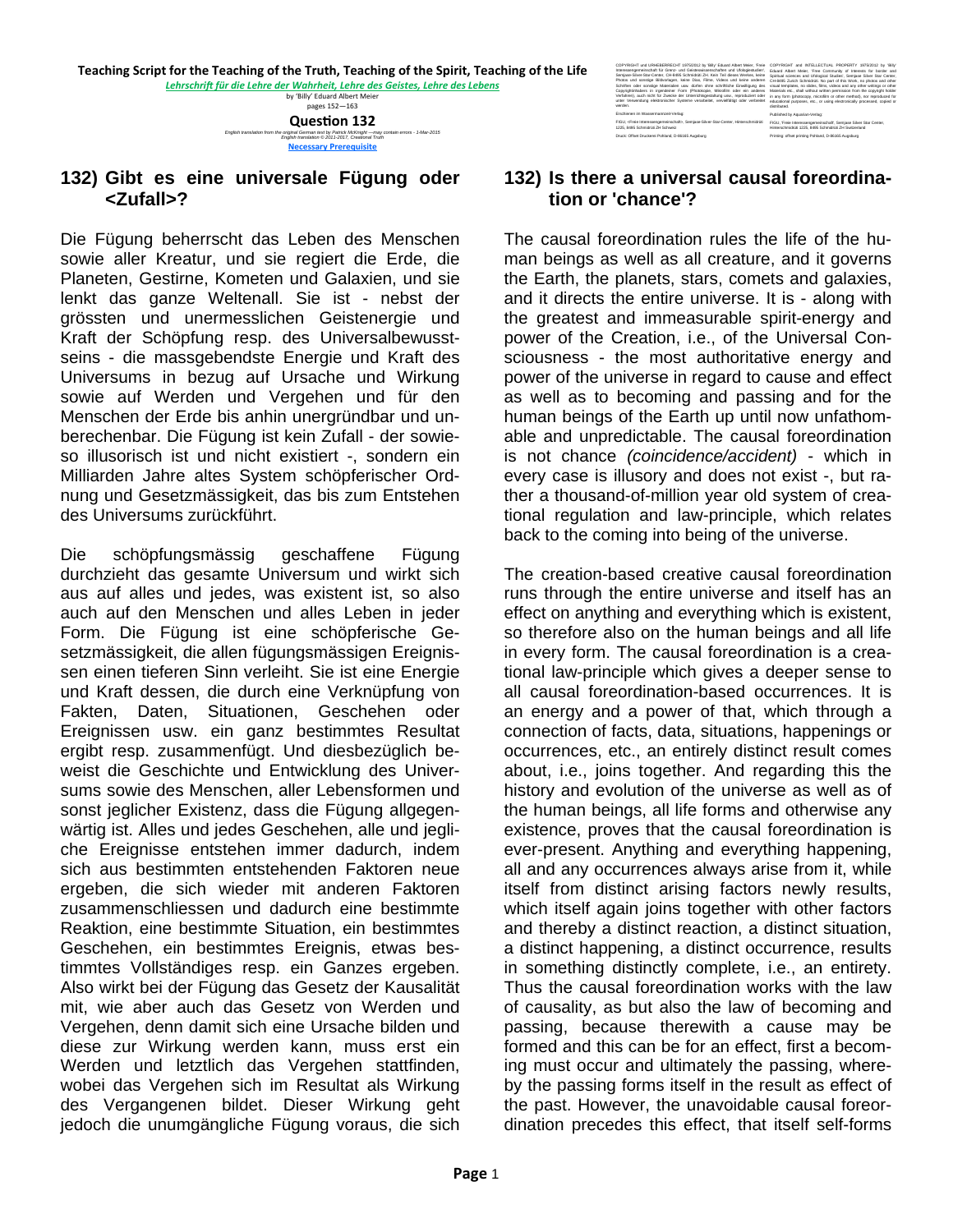**Teaching Script for the Teaching of the Truth, Teaching of the Spirit, Teaching of the Life**

*Lehrschrift für die Lehre der Wahrheit, Lehre des Geistes, Lehre des Lebens*

by 'Billy' Eduard Albert Meier

pages 152—163

**Question 132**

*English translation from the original German text by Patrick McKnight —may contain errors - 1-Mar-2015*
*English translation © 2011-2017, Creational Truth*

**Necessary Prerequisite**

COPYRIGHT und URHEBERRECHT 1975/2012 by 'Billy' Eduard Albert Meier, 'Freie Interessengemeinschaft für Grenz- und Geisteswissenschaften und Ufologiestudien', Semjase-Silver-Star-Center, CH-8495 Schmidrüti ZH. Kein Teil dieses Werkes, keine Photos und sonstige Bildvorlagen, keine Dias, Filme, Videos und keine anderen Schriften oder sonstige Materialien usw. dürfen ohne schriftliche Einwilligung des Copyrightinhabers in irgendeiner Form (Photokopie, Mikrofilm oder ein anderes Verfahren), auch nicht für Zwecke der Unterrichtsgestaltung usw., reproduziert oder unter Verwendung elektronischer Systeme verarbeitet, vervielfältigt oder verbreitet werden.

Erschienen im Wassermannzeit-Verlag:

FIGU, <Freie Interessengemeinschaft>, Semjase-Silver-Star-Center, Hinterschmidrüti 1225, 8495 Schmidrüti ZH Schweiz

Druck: Offset Druckerei Pohland, D-86165 Augsburg

COPYRIGHT and INTELLECTUAL PROPERTY 1975/2012 by 'Billy' Eduard Albert Meier, 'Free Community of Interests for border and spiritual sciences and Ufological Studies', Semjase Silver Star Center, CH-8495 Zurich Schmidrüti. No part of this Work, no photos and other visual templates, no slides, films, videos and any other writings or other materials etc., shall without written permission from the copyright holder in any form (photocopy, microfilm or other method), nor reproduced for educational purposes, etc., or using electronically processed, copied or distributed.

Published by Aquarian-Verlag:

FIGU, 'Free Interessengemeinschaft', Semjase Silver Star Center, Hinterschmidrüti 1225, 8495 Schmidrüti ZH Switzerland

Printing: offset printing Pohland, D-86165 Augsburg

## 132) Gibt es eine universale Fügung oder <Zufall>?

Die Fügung beherrscht das Leben des Menschen sowie aller Kreatur, und sie regiert die Erde, die Planeten, Gestirne, Kometen und Galaxien, und sie lenkt das ganze Weltenall. Sie ist - nebst der grössten und unermesslichen Geistenergie und Kraft der Schöpfung resp. des Universalbewusstseins - die massgebendste Energie und Kraft des Universums in bezug auf Ursache und Wirkung sowie auf Werden und Vergehen und für den Menschen der Erde bis anhin unergründbar und unberechenbar. Die Fügung ist kein Zufall - der sowieso illusorisch ist und nicht existiert -, sondern ein Milliarden Jahre altes System schöpferischer Ordnung und Gesetzmässigkeit, das bis zum Entstehen des Universums zurückführt.

Die schöpfungsmässig geschaffene Fügung durchzieht das gesamte Universum und wirkt sich aus auf alles und jedes, was existent ist, so also auch auf den Menschen und alles Leben in jeder Form. Die Fügung ist eine schöpferische Gesetzmässigkeit, die allen fügungsmässigen Ereignissen einen tieferen Sinn verleiht. Sie ist eine Energie und Kraft dessen, die durch eine Verknüpfung von Fakten, Daten, Situationen, Geschehen oder Ereignissen usw. ein ganz bestimmtes Resultat ergibt resp. zusammenfügt. Und diesbezüglich beweist die Geschichte und Entwicklung des Universums sowie des Menschen, aller Lebensformen und sonst jeglicher Existenz, dass die Fügung allgegenwärtig ist. Alles und jedes Geschehen, alle und jegliche Ereignisse entstehen immer dadurch, indem sich aus bestimmten entstehenden Faktoren neue ergeben, die sich wieder mit anderen Faktoren zusammenschliessen und dadurch eine bestimmte Reaktion, eine bestimmte Situation, ein bestimmtes Geschehen, ein bestimmtes Ereignis, etwas bestimmtes Vollständiges resp. ein Ganzes ergeben. Also wirkt bei der Fügung das Gesetz der Kausalität mit, wie aber auch das Gesetz von Werden und Vergehen, denn damit sich eine Ursache bilden und diese zur Wirkung werden kann, muss erst ein Werden und letztlich das Vergehen stattfinden, wobei das Vergehen sich im Resultat als Wirkung des Vergangenen bildet. Dieser Wirkung geht jedoch die unumgängliche Fügung voraus, die sich

## 132) Is there a universal causal foreordination or 'chance'?

The causal foreordination rules the life of the human beings as well as all creature, and it governs the Earth, the planets, stars, comets and galaxies, and it directs the entire universe. It is - along with the greatest and immeasurable spirit-energy and power of the Creation, i.e., of the Universal Consciousness - the most authoritative energy and power of the universe in regard to cause and effect as well as to becoming and passing and for the human beings of the Earth up until now unfathomable and unpredictable. The causal foreordination is not chance *(coincidence/accident)* - which in every case is illusory and does not exist -, but rather a thousand-of-million year old system of creational regulation and law-principle, which relates back to the coming into being of the universe.

The creation-based creative causal foreordination runs through the entire universe and itself has an effect on anything and everything which is existent, so therefore also on the human beings and all life in every form. The causal foreordination is a creational law-principle which gives a deeper sense to all causal foreordination-based occurrences. It is an energy and a power of that, which through a connection of facts, data, situations, happenings or occurrences, etc., an entirely distinct result comes about, i.e., joins together. And regarding this the history and evolution of the universe as well as of the human beings, all life forms and otherwise any existence, proves that the causal foreordination is ever-present. Anything and everything happening, all and any occurrences always arise from it, while itself from distinct arising factors newly results, which itself again joins together with other factors and thereby a distinct reaction, a distinct situation, a distinct happening, a distinct occurrence, results in something distinctly complete, i.e., an entirety. Thus the causal foreordination works with the law of causality, as but also the law of becoming and passing, because therewith a cause may be formed and this can be for an effect, first a becoming must occur and ultimately the passing, whereby the passing forms itself in the result as effect of the past. However, the unavoidable causal foreordination precedes this effect, that itself self-forms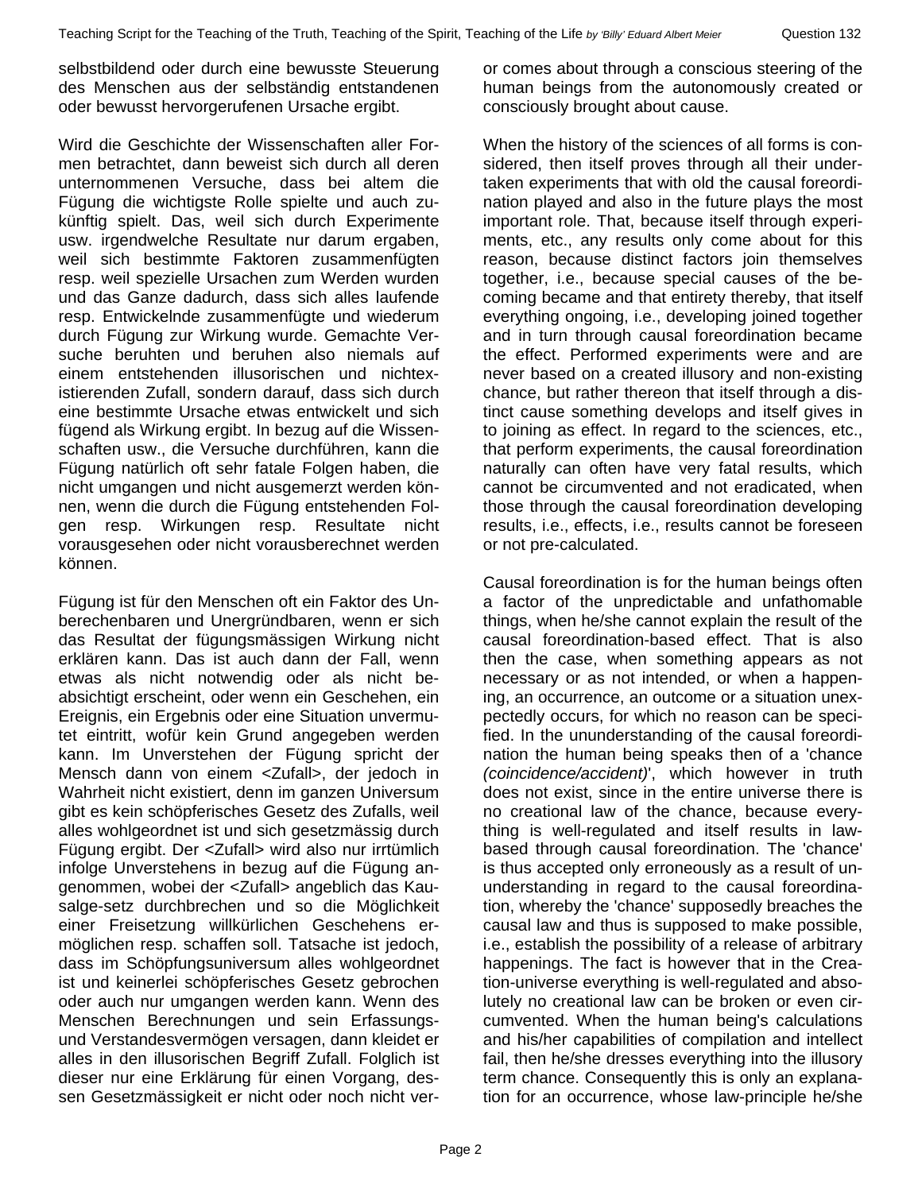selbstbildend oder durch eine bewusste Steuerung des Menschen aus der selbständig entstandenen oder bewusst hervorgerufenen Ursache ergibt.

Wird die Geschichte der Wissenschaften aller Formen betrachtet, dann beweist sich durch all deren unternommenen Versuche, dass bei altem die Fügung die wichtigste Rolle spielte und auch zukünftig spielt. Das, weil sich durch Experimente usw. irgendwelche Resultate nur darum ergaben, weil sich bestimmte Faktoren zusammenfügten resp. weil spezielle Ursachen zum Werden wurden und das Ganze dadurch, dass sich alles laufende resp. Entwickelnde zusammenfügte und wiederum durch Fügung zur Wirkung wurde. Gemachte Versuche beruhten und beruhen also niemals auf einem entstehenden illusorischen und nichtexistierenden Zufall, sondern darauf, dass sich durch eine bestimmte Ursache etwas entwickelt und sich fügend als Wirkung ergibt. In bezug auf die Wissenschaften usw., die Versuche durchführen, kann die Fügung natürlich oft sehr fatale Folgen haben, die nicht umgangen und nicht ausgemerzt werden können, wenn die durch die Fügung entstehenden Folgen resp. Wirkungen resp. Resultate nicht vorausgesehen oder nicht vorausberechnet werden können.

Fügung ist für den Menschen oft ein Faktor des Unberechenbaren und Unergründbaren, wenn er sich das Resultat der fügungsmässigen Wirkung nicht erklären kann. Das ist auch dann der Fall, wenn etwas als nicht notwendig oder als nicht beabsichtigt erscheint, oder wenn ein Geschehen, ein Ereignis, ein Ergebnis oder eine Situation unvermutet eintritt, wofür kein Grund angegeben werden kann. Im Unverstehen der Fügung spricht der Mensch dann von einem <Zufall>, der jedoch in Wahrheit nicht existiert, denn im ganzen Universum gibt es kein schöpferisches Gesetz des Zufalls, weil alles wohlgeordnet ist und sich gesetzmässig durch Fügung ergibt. Der <Zufall> wird also nur irrtümlich infolge Unverstehens in bezug auf die Fügung angenommen, wobei der <Zufall> angeblich das Kausalge-setz durchbrechen und so die Möglichkeit einer Freisetzung willkürlichen Geschehens ermöglichen resp. schaffen soll. Tatsache ist jedoch, dass im Schöpfungsuniversum alles wohlgeordnet ist und keinerlei schöpferisches Gesetz gebrochen oder auch nur umgangen werden kann. Wenn des Menschen Berechnungen und sein Erfassungs- und Verstandesvermögen versagen, dann kleidet er alles in den illusorischen Begriff Zufall. Folglich ist dieser nur eine Erklärung für einen Vorgang, dessen Gesetzmässigkeit er nicht oder noch nicht ver-

or comes about through a conscious steering of the human beings from the autonomously created or consciously brought about cause.

When the history of the sciences of all forms is considered, then itself proves through all their undertaken experiments that with old the causal foreordination played and also in the future plays the most important role. That, because itself through experiments, etc., any results only come about for this reason, because distinct factors join themselves together, i.e., because special causes of the becoming became and that entirety thereby, that itself everything ongoing, i.e., developing joined together and in turn through causal foreordination became the effect. Performed experiments were and are never based on a created illusory and non-existing chance, but rather thereon that itself through a distinct cause something develops and itself gives in to joining as effect. In regard to the sciences, etc., that perform experiments, the causal foreordination naturally can often have very fatal results, which cannot be circumvented and not eradicated, when those through the causal foreordination developing results, i.e., effects, i.e., results cannot be foreseen or not pre-calculated.

Causal foreordination is for the human beings often a factor of the unpredictable and unfathomable things, when he/she cannot explain the result of the causal foreordination-based effect. That is also then the case, when something appears as not necessary or as not intended, or when a happening, an occurrence, an outcome or a situation unexpectedly occurs, for which no reason can be specified. In the ununderstanding of the causal foreordination the human being speaks then of a 'chance *(coincidence/accident)*', which however in truth does not exist, since in the entire universe there is no creational law of the chance, because everything is well-regulated and itself results in law-based through causal foreordination. The 'chance' is thus accepted only erroneously as a result of ununderstanding in regard to the causal foreordination, whereby the 'chance' supposedly breaches the causal law and thus is supposed to make possible, i.e., establish the possibility of a release of arbitrary happenings. The fact is however that in the Creation-universe everything is well-regulated and absolutely no creational law can be broken or even circumvented. When the human being's calculations and his/her capabilities of compilation and intellect fail, then he/she dresses everything into the illusory term chance. Consequently this is only an explanation for an occurrence, whose law-principle he/she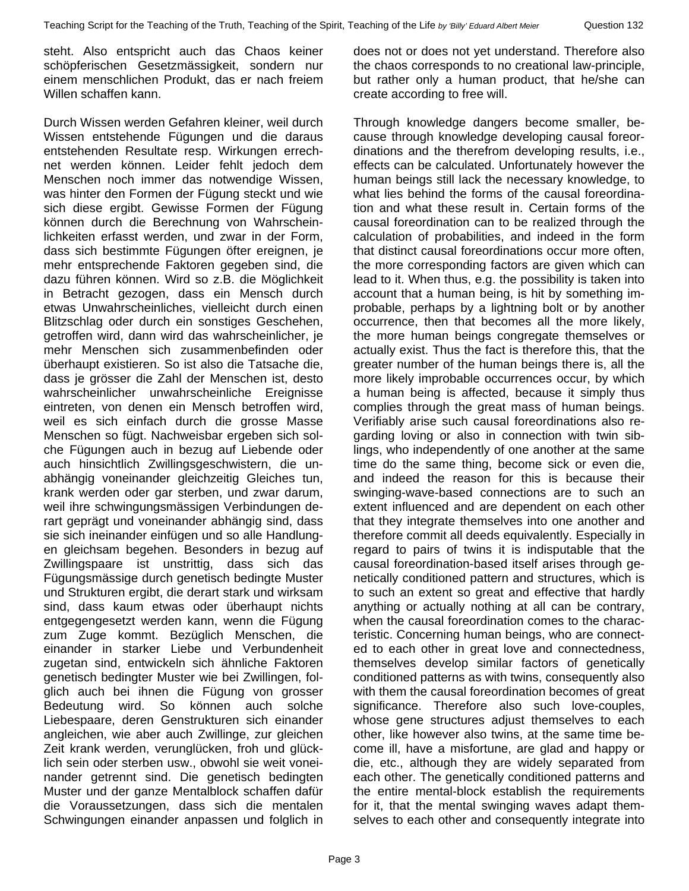steht. Also entspricht auch das Chaos keiner schöpferischen Gesetzmässigkeit, sondern nur einem menschlichen Produkt, das er nach freiem Willen schaffen kann.

does not or does not yet understand. Therefore also the chaos corresponds to no creational law-principle, but rather only a human product, that he/she can create according to free will.

Durch Wissen werden Gefahren kleiner, weil durch Wissen entstehende Fügungen und die daraus entstehenden Resultate resp. Wirkungen errechnet werden können. Leider fehlt jedoch dem Menschen noch immer das notwendige Wissen, was hinter den Formen der Fügung steckt und wie sich diese ergibt. Gewisse Formen der Fügung können durch die Berechnung von Wahrscheinlichkeiten erfasst werden, und zwar in der Form, dass sich bestimmte Fügungen öfter ereignen, je mehr entsprechende Faktoren gegeben sind, die dazu führen können. Wird so z.B. die Möglichkeit in Betracht gezogen, dass ein Mensch durch etwas Unwahrscheinliches, vielleicht durch einen Blitzschlag oder durch ein sonstiges Geschehen, getroffen wird, dann wird das wahrscheinlicher, je mehr Menschen sich zusammenbefinden oder überhaupt existieren. So ist also die Tatsache die, dass je grösser die Zahl der Menschen ist, desto wahrscheinlicher unwahrscheinliche Ereignisse eintreten, von denen ein Mensch betroffen wird, weil es sich einfach durch die grosse Masse Menschen so fügt. Nachweisbar ergeben sich solche Fügungen auch in bezug auf Liebende oder auch hinsichtlich Zwillingsgeschwistern, die unabhängig voneinander gleichzeitig Gleiches tun, krank werden oder gar sterben, und zwar darum, weil ihre schwingungsmässigen Verbindungen derart geprägt und voneinander abhängig sind, dass sie sich ineinander einfügen und so alle Handlungen gleichsam begehen. Besonders in bezug auf Zwillingspaare ist unstrittig, dass sich das Fügungsmässige durch genetisch bedingte Muster und Strukturen ergibt, die derart stark und wirksam sind, dass kaum etwas oder überhaupt nichts entgegengesetzt werden kann, wenn die Fügung zum Zuge kommt. Bezüglich Menschen, die einander in starker Liebe und Verbundenheit zugetan sind, entwickeln sich ähnliche Faktoren genetisch bedingter Muster wie bei Zwillingen, folglich auch bei ihnen die Fügung von grosser Bedeutung wird. So können auch solche Liebespaare, deren Genstrukturen sich einander angleichen, wie aber auch Zwillinge, zur gleichen Zeit krank werden, verunglücken, froh und glücklich sein oder sterben usw., obwohl sie weit voneinander getrennt sind. Die genetisch bedingten Muster und der ganze Mentalblock schaffen dafür die Voraussetzungen, dass sich die mentalen Schwingungen einander anpassen und folglich in

Through knowledge dangers become smaller, because through knowledge developing causal foreordinations and the therefrom developing results, i.e., effects can be calculated. Unfortunately however the human beings still lack the necessary knowledge, to what lies behind the forms of the causal foreordination and what these result in. Certain forms of the causal foreordination can to be realized through the calculation of probabilities, and indeed in the form that distinct causal foreordinations occur more often, the more corresponding factors are given which can lead to it. When thus, e.g. the possibility is taken into account that a human being, is hit by something improbable, perhaps by a lightning bolt or by another occurrence, then that becomes all the more likely, the more human beings congregate themselves or actually exist. Thus the fact is therefore this, that the greater number of the human beings there is, all the more likely improbable occurrences occur, by which a human being is affected, because it simply thus complies through the great mass of human beings. Verifiably arise such causal foreordinations also regarding loving or also in connection with twin siblings, who independently of one another at the same time do the same thing, become sick or even die, and indeed the reason for this is because their swinging-wave-based connections are to such an extent influenced and are dependent on each other that they integrate themselves into one another and therefore commit all deeds equivalently. Especially in regard to pairs of twins it is indisputable that the causal foreordination-based itself arises through genetically conditioned pattern and structures, which is to such an extent so great and effective that hardly anything or actually nothing at all can be contrary, when the causal foreordination comes to the characteristic. Concerning human beings, who are connected to each other in great love and connectedness, themselves develop similar factors of genetically conditioned patterns as with twins, consequently also with them the causal foreordination becomes of great significance. Therefore also such love-couples, whose gene structures adjust themselves to each other, like however also twins, at the same time become ill, have a misfortune, are glad and happy or die, etc., although they are widely separated from each other. The genetically conditioned patterns and the entire mental-block establish the requirements for it, that the mental swinging waves adapt themselves to each other and consequently integrate into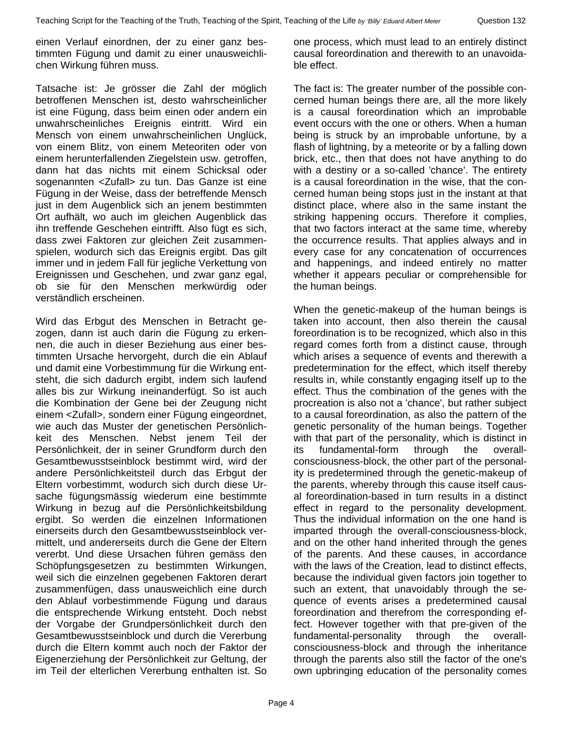einen Verlauf einordnen, der zu einer ganz bestimmten Fügung und damit zu einer unausweichlichen Wirkung führen muss.

Tatsache ist: Je grösser die Zahl der möglich betroffenen Menschen ist, desto wahrscheinlicher ist eine Fügung, dass beim einen oder andern ein unwahrscheinliches Ereignis eintritt. Wird ein Mensch von einem unwahrscheinlichen Unglück, von einem Blitz, von einem Meteoriten oder von einem herunterfallenden Ziegelstein usw. getroffen, dann hat das nichts mit einem Schicksal oder sogenannten <Zufall> zu tun. Das Ganze ist eine Fügung in der Weise, dass der betreffende Mensch just in dem Augenblick sich an jenem bestimmten Ort aufhält, wo auch im gleichen Augenblick das ihn treffende Geschehen eintrifft. Also fügt es sich, dass zwei Faktoren zur gleichen Zeit zusammenspielen, wodurch sich das Ereignis ergibt. Das gilt immer und in jedem Fall für jegliche Verkettung von Ereignissen und Geschehen, und zwar ganz egal, ob sie für den Menschen merkwürdig oder verständlich erscheinen.

Wird das Erbgut des Menschen in Betracht gezogen, dann ist auch darin die Fügung zu erkennen, die auch in dieser Beziehung aus einer bestimmten Ursache hervorgeht, durch die ein Ablauf und damit eine Vorbestimmung für die Wirkung entsteht, die sich dadurch ergibt, indem sich laufend alles bis zur Wirkung ineinanderfügt. So ist auch die Kombination der Gene bei der Zeugung nicht einem <Zufall>, sondern einer Fügung eingeordnet, wie auch das Muster der genetischen Persönlichkeit des Menschen. Nebst jenem Teil der Persönlichkeit, der in seiner Grundform durch den Gesamtbewusstseinblock bestimmt wird, wird der andere Persönlichkeitsteil durch das Erbgut der Eltern vorbestimmt, wodurch sich durch diese Ursache fügungsmässig wiederum eine bestimmte Wirkung in bezug auf die Persönlichkeitsbildung ergibt. So werden die einzelnen Informationen einerseits durch den Gesamtbewusstseinblock vermittelt, und andererseits durch die Gene der Eltern vererbt. Und diese Ursachen führen gemäss den Schöpfungsgesetzen zu bestimmten Wirkungen, weil sich die einzelnen gegebenen Faktoren derart zusammenfügen, dass unausweichlich eine durch den Ablauf vorbestimmende Fügung und daraus die entsprechende Wirkung entsteht. Doch nebst der Vorgabe der Grundpersönlichkeit durch den Gesamtbewusstseinblock und durch die Vererbung durch die Eltern kommt auch noch der Faktor der Eigenerziehung der Persönlichkeit zur Geltung, der im Teil der elterlichen Vererbung enthalten ist. So

one process, which must lead to an entirely distinct causal foreordination and therewith to an unavoidable effect.

The fact is: The greater number of the possible concerned human beings there are, all the more likely is a causal foreordination which an improbable event occurs with the one or others. When a human being is struck by an improbable unfortune, by a flash of lightning, by a meteorite or by a falling down brick, etc., then that does not have anything to do with a destiny or a so-called 'chance'. The entirety is a causal foreordination in the wise, that the concerned human being stops just in the instant at that distinct place, where also in the same instant the striking happening occurs. Therefore it complies, that two factors interact at the same time, whereby the occurrence results. That applies always and in every case for any concatenation of occurrences and happenings, and indeed entirely no matter whether it appears peculiar or comprehensible for the human beings.

When the genetic-makeup of the human beings is taken into account, then also therein the causal foreordination is to be recognized, which also in this regard comes forth from a distinct cause, through which arises a sequence of events and therewith a predetermination for the effect, which itself thereby results in, while constantly engaging itself up to the effect. Thus the combination of the genes with the procreation is also not a 'chance', but rather subject to a causal foreordination, as also the pattern of the genetic personality of the human beings. Together with that part of the personality, which is distinct in its fundamental-form through the overall-consciousness-block, the other part of the personality is predetermined through the genetic-makeup of the parents, whereby through this cause itself causal foreordination-based in turn results in a distinct effect in regard to the personality development. Thus the individual information on the one hand is imparted through the overall-consciousness-block, and on the other hand inherited through the genes of the parents. And these causes, in accordance with the laws of the Creation, lead to distinct effects, because the individual given factors join together to such an extent, that unavoidably through the sequence of events arises a predetermined causal foreordination and therefrom the corresponding effect. However together with that pre-given of the fundamental-personality through the overall-consciousness-block and through the inheritance through the parents also still the factor of the one's own upbringing education of the personality comes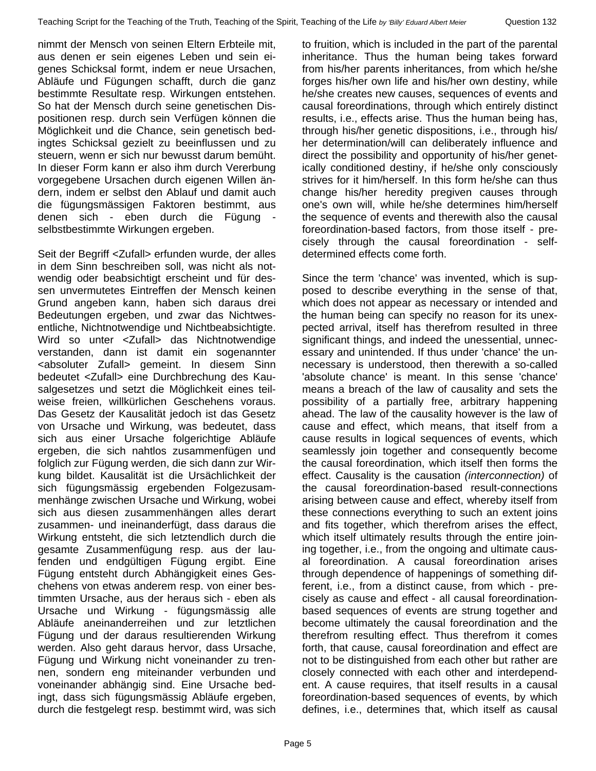nimmt der Mensch von seinen Eltern Erbteile mit, aus denen er sein eigenes Leben und sein eigenes Schicksal formt, indem er neue Ursachen, Abläufe und Fügungen schafft, durch die ganz bestimmte Resultate resp. Wirkungen entstehen. So hat der Mensch durch seine genetischen Dispositionen resp. durch sein Verfügen können die Möglichkeit und die Chance, sein genetisch bedingtes Schicksal gezielt zu beeinflussen und zu steuern, wenn er sich nur bewusst darum bemüht. In dieser Form kann er also ihm durch Vererbung vorgegebene Ursachen durch eigenen Willen ändern, indem er selbst den Ablauf und damit auch die fügungsmässigen Faktoren bestimmt, aus denen sich - eben durch die Fügung - selbstbestimmte Wirkungen ergeben.

Seit der Begriff <Zufall> erfunden wurde, der alles in dem Sinn beschreiben soll, was nicht als notwendig oder beabsichtigt erscheint und für dessen unvermutetes Eintreffen der Mensch keinen Grund angeben kann, haben sich daraus drei Bedeutungen ergeben, und zwar das Nichtwesentliche, Nichtnotwendige und Nichtbeabsichtigte. Wird so unter <Zufall> das Nichtnotwendige verstanden, dann ist damit ein sogenannter <absoluter Zufall> gemeint. In diesem Sinn bedeutet <Zufall> eine Durchbrechung des Kausalgesetzes und setzt die Möglichkeit eines teilweise freien, willkürlichen Geschehens voraus. Das Gesetz der Kausalität jedoch ist das Gesetz von Ursache und Wirkung, was bedeutet, dass sich aus einer Ursache folgerichtige Abläufe ergeben, die sich nahtlos zusammenfügen und folglich zur Fügung werden, die sich dann zur Wirkung bildet. Kausalität ist die Ursächlichkeit der sich fügungsmässig ergebenden Folgezusammenhänge zwischen Ursache und Wirkung, wobei sich aus diesen zusammenhängen alles derart zusammen- und ineinanderfügt, dass daraus die Wirkung entsteht, die sich letztendlich durch die gesamte Zusammenfügung resp. aus der laufenden und endgültigen Fügung ergibt. Eine Fügung entsteht durch Abhängigkeit eines Geschehens von etwas anderem resp. von einer bestimmten Ursache, aus der heraus sich - eben als Ursache und Wirkung - fügungsmässig alle Abläufe aneinanderreihen und zur letztlichen Fügung und der daraus resultierenden Wirkung werden. Also geht daraus hervor, dass Ursache, Fügung und Wirkung nicht voneinander zu trennen, sondern eng miteinander verbunden und voneinander abhängig sind. Eine Ursache bedingt, dass sich fügungsmässig Abläufe ergeben, durch die festgelegt resp. bestimmt wird, was sich

to fruition, which is included in the part of the parental inheritance. Thus the human being takes forward from his/her parents inheritances, from which he/she forges his/her own life and his/her own destiny, while he/she creates new causes, sequences of events and causal foreordinations, through which entirely distinct results, i.e., effects arise. Thus the human being has, through his/her genetic dispositions, i.e., through his/her determination/will can deliberately influence and direct the possibility and opportunity of his/her genetically conditioned destiny, if he/she only consciously strives for it him/herself. In this form he/she can thus change his/her heredity pregiven causes through one's own will, while he/she determines him/herself the sequence of events and therewith also the causal foreordination-based factors, from those itself - precisely through the causal foreordination - self-determined effects come forth.

Since the term 'chance' was invented, which is supposed to describe everything in the sense of that, which does not appear as necessary or intended and the human being can specify no reason for its unexpected arrival, itself has therefrom resulted in three significant things, and indeed the unessential, unnecessary and unintended. If thus under 'chance' the unnecessary is understood, then therewith a so-called 'absolute chance' is meant. In this sense 'chance' means a breach of the law of causality and sets the possibility of a partially free, arbitrary happening ahead. The law of the causality however is the law of cause and effect, which means, that itself from a cause results in logical sequences of events, which seamlessly join together and consequently become the causal foreordination, which itself then forms the effect. Causality is the causation *(interconnection)* of the causal foreordination-based result-connections arising between cause and effect, whereby itself from these connections everything to such an extent joins and fits together, which therefrom arises the effect, which itself ultimately results through the entire joining together, i.e., from the ongoing and ultimate causal foreordination. A causal foreordination arises through dependence of happenings of something different, i.e., from a distinct cause, from which - precisely as cause and effect - all causal foreordination-based sequences of events are strung together and become ultimately the causal foreordination and the therefrom resulting effect. Thus therefrom it comes forth, that cause, causal foreordination and effect are not to be distinguished from each other but rather are closely connected with each other and interdependent. A cause requires, that itself results in a causal foreordination-based sequences of events, by which defines, i.e., determines that, which itself as causal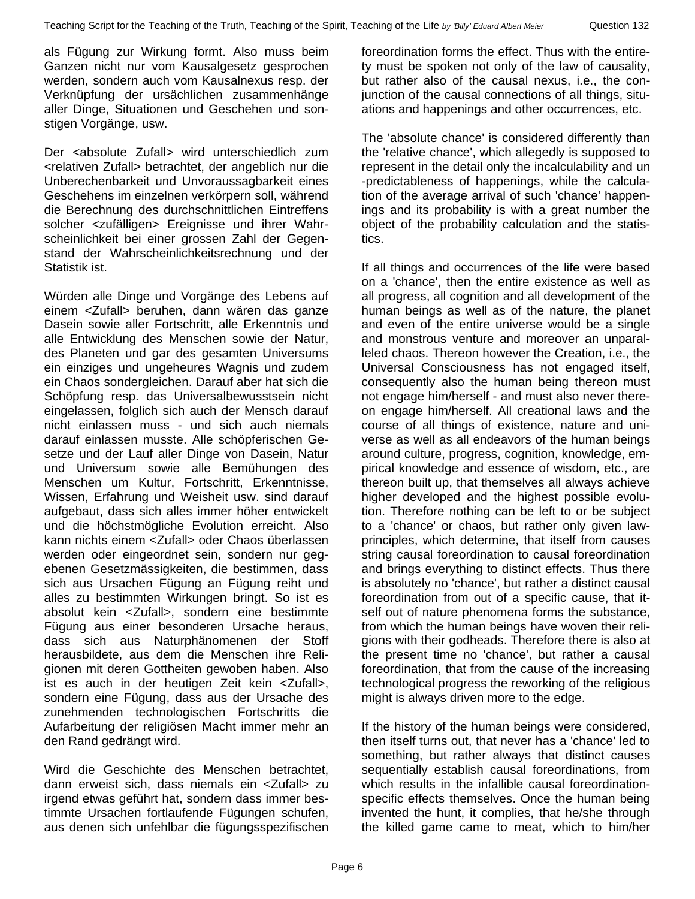als Fügung zur Wirkung formt. Also muss beim Ganzen nicht nur vom Kausalgesetz gesprochen werden, sondern auch vom Kausalnexus resp. der Verknüpfung der ursächlichen zusammenhänge aller Dinge, Situationen und Geschehen und sonstigen Vorgänge, usw.

Der <absolute Zufall> wird unterschiedlich zum <relativen Zufall> betrachtet, der angeblich nur die Unberechenbarkeit und Unvoraussagbarkeit eines Geschehens im einzelnen verkörpern soll, während die Berechnung des durchschnittlichen Eintreffens solcher <zufälligen> Ereignisse und ihrer Wahrscheinlichkeit bei einer grossen Zahl der Gegenstand der Wahrscheinlichkeitsrechnung und der Statistik ist.

Würden alle Dinge und Vorgänge des Lebens auf einem <Zufall> beruhen, dann wären das ganze Dasein sowie aller Fortschritt, alle Erkenntnis und alle Entwicklung des Menschen sowie der Natur, des Planeten und gar des gesamten Universums ein einziges und ungeheures Wagnis und zudem ein Chaos sondergleichen. Darauf aber hat sich die Schöpfung resp. das Universalbewusstsein nicht eingelassen, folglich sich auch der Mensch darauf nicht einlassen muss - und sich auch niemals darauf einlassen musste. Alle schöpferischen Gesetze und der Lauf aller Dinge von Dasein, Natur und Universum sowie alle Bemühungen des Menschen um Kultur, Fortschritt, Erkenntnisse, Wissen, Erfahrung und Weisheit usw. sind darauf aufgebaut, dass sich alles immer höher entwickelt und die höchstmögliche Evolution erreicht. Also kann nichts einem <Zufall> oder Chaos überlassen werden oder eingeordnet sein, sondern nur gegebenen Gesetzmässigkeiten, die bestimmen, dass sich aus Ursachen Fügung an Fügung reiht und alles zu bestimmten Wirkungen bringt. So ist es absolut kein <Zufall>, sondern eine bestimmte Fügung aus einer besonderen Ursache heraus, dass sich aus Naturphänomenen der Stoff herausbildete, aus dem die Menschen ihre Religionen mit deren Gottheiten gewoben haben. Also ist es auch in der heutigen Zeit kein <Zufall>, sondern eine Fügung, dass aus der Ursache des zunehmenden technologischen Fortschritts die Aufarbeitung der religiösen Macht immer mehr an den Rand gedrängt wird.

Wird die Geschichte des Menschen betrachtet, dann erweist sich, dass niemals ein <Zufall> zu irgend etwas geführt hat, sondern dass immer bestimmte Ursachen fortlaufende Fügungen schufen, aus denen sich unfehlbar die fügungsspezifischen

foreordination forms the effect. Thus with the entirety must be spoken not only of the law of causality, but rather also of the causal nexus, i.e., the conjunction of the causal connections of all things, situations and happenings and other occurrences, etc.

The 'absolute chance' is considered differently than the 'relative chance', which allegedly is supposed to represent in the detail only the incalculability and un-predictableness of happenings, while the calculation of the average arrival of such 'chance' happenings and its probability is with a great number the object of the probability calculation and the statistics.

If all things and occurrences of the life were based on a 'chance', then the entire existence as well as all progress, all cognition and all development of the human beings as well as of the nature, the planet and even of the entire universe would be a single and monstrous venture and moreover an unparalleled chaos. Thereon however the Creation, i.e., the Universal Consciousness has not engaged itself, consequently also the human being thereon must not engage him/herself - and must also never thereon engage him/herself. All creational laws and the course of all things of existence, nature and universe as well as all endeavors of the human beings around culture, progress, cognition, knowledge, empirical knowledge and essence of wisdom, etc., are thereon built up, that themselves all always achieve higher developed and the highest possible evolution. Therefore nothing can be left to or be subject to a 'chance' or chaos, but rather only given law-principles, which determine, that itself from causes string causal foreordination to causal foreordination and brings everything to distinct effects. Thus there is absolutely no 'chance', but rather a distinct causal foreordination from out of a specific cause, that itself out of nature phenomena forms the substance, from which the human beings have woven their religions with their godheads. Therefore there is also at the present time no 'chance', but rather a causal foreordination, that from the cause of the increasing technological progress the reworking of the religious might is always driven more to the edge.

If the history of the human beings were considered, then itself turns out, that never has a 'chance' led to something, but rather always that distinct causes sequentially establish causal foreordinations, from which results in the infallible causal foreordination-specific effects themselves. Once the human being invented the hunt, it complies, that he/she through the killed game came to meat, which to him/her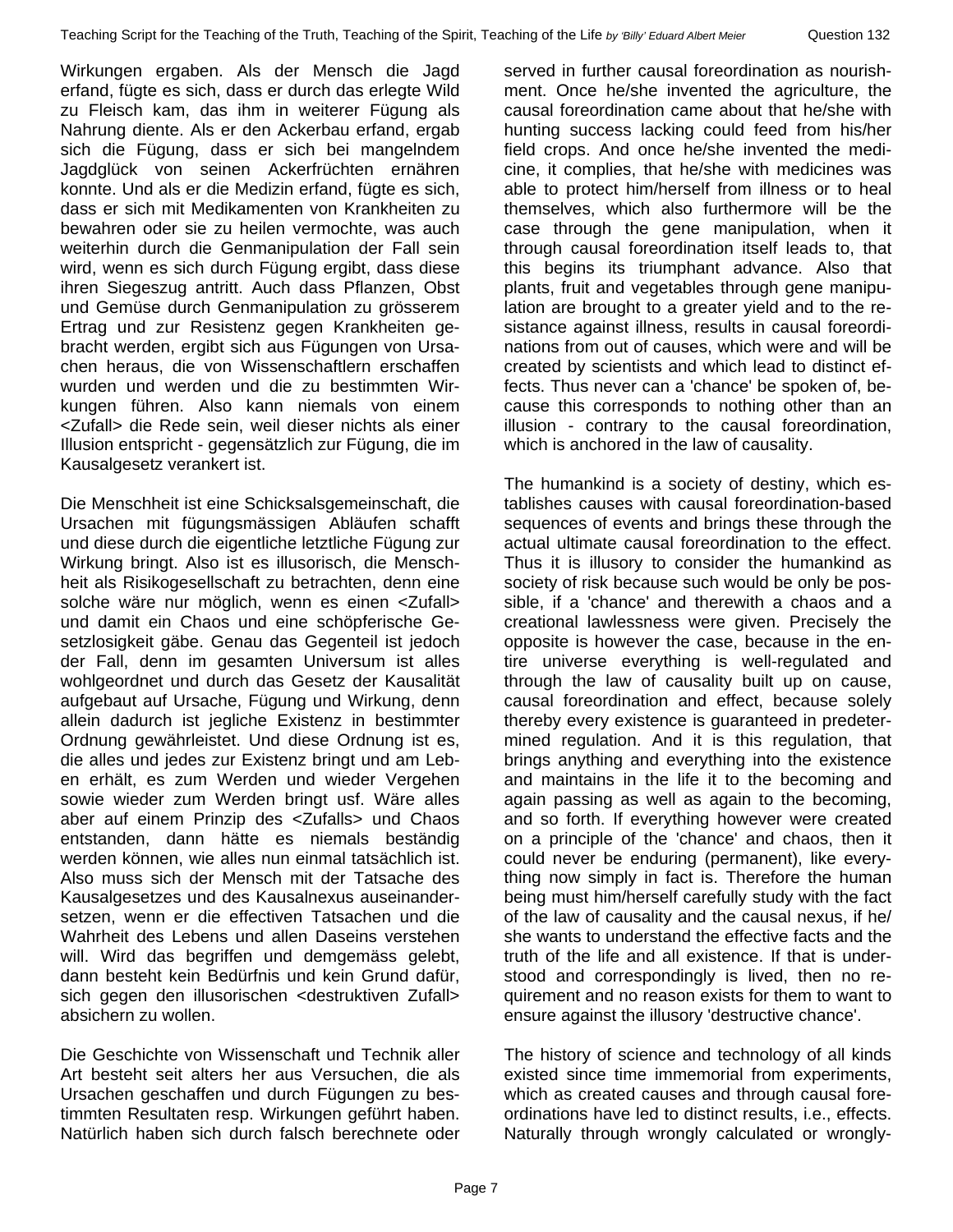Wirkungen ergaben. Als der Mensch die Jagd erfand, fügte es sich, dass er durch das erlegte Wild zu Fleisch kam, das ihm in weiterer Fügung als Nahrung diente. Als er den Ackerbau erfand, ergab sich die Fügung, dass er sich bei mangelndem Jagdglück von seinen Ackerfrüchten ernähren konnte. Und als er die Medizin erfand, fügte es sich, dass er sich mit Medikamenten von Krankheiten zu bewahren oder sie zu heilen vermochte, was auch weiterhin durch die Genmanipulation der Fall sein wird, wenn es sich durch Fügung ergibt, dass diese ihren Siegeszug antritt. Auch dass Pflanzen, Obst und Gemüse durch Genmanipulation zu grösserem Ertrag und zur Resistenz gegen Krankheiten gebracht werden, ergibt sich aus Fügungen von Ursachen heraus, die von Wissenschaftlern erschaffen wurden und werden und die zu bestimmten Wirkungen führen. Also kann niemals von einem <Zufall> die Rede sein, weil dieser nichts als einer Illusion entspricht - gegensätzlich zur Fügung, die im Kausalgesetz verankert ist.

Die Menschheit ist eine Schicksalsgemeinschaft, die Ursachen mit fügungsmässigen Abläufen schafft und diese durch die eigentliche letztliche Fügung zur Wirkung bringt. Also ist es illusorisch, die Menschheit als Risikogesellschaft zu betrachten, denn eine solche wäre nur möglich, wenn es einen <Zufall> und damit ein Chaos und eine schöpferische Gesetzlosigkeit gäbe. Genau das Gegenteil ist jedoch der Fall, denn im gesamten Universum ist alles wohlgeordnet und durch das Gesetz der Kausalität aufgebaut auf Ursache, Fügung und Wirkung, denn allein dadurch ist jegliche Existenz in bestimmter Ordnung gewährleistet. Und diese Ordnung ist es, die alles und jedes zur Existenz bringt und am Leben erhält, es zum Werden und wieder Vergehen sowie wieder zum Werden bringt usf. Wäre alles aber auf einem Prinzip des <Zufalls> und Chaos entstanden, dann hätte es niemals beständig werden können, wie alles nun einmal tatsächlich ist. Also muss sich der Mensch mit der Tatsache des Kausalgesetzes und des Kausalnexus auseinandersetzen, wenn er die effectiven Tatsachen und die Wahrheit des Lebens und allen Daseins verstehen will. Wird das begriffen und demgemäss gelebt, dann besteht kein Bedürfnis und kein Grund dafür, sich gegen den illusorischen <destruktiven Zufall> absichern zu wollen.

Die Geschichte von Wissenschaft und Technik aller Art besteht seit alters her aus Versuchen, die als Ursachen geschaffen und durch Fügungen zu bestimmten Resultaten resp. Wirkungen geführt haben. Natürlich haben sich durch falsch berechnete oder

served in further causal foreordination as nourishment. Once he/she invented the agriculture, the causal foreordination came about that he/she with hunting success lacking could feed from his/her field crops. And once he/she invented the medicine, it complies, that he/she with medicines was able to protect him/herself from illness or to heal themselves, which also furthermore will be the case through the gene manipulation, when it through causal foreordination itself leads to, that this begins its triumphant advance. Also that plants, fruit and vegetables through gene manipulation are brought to a greater yield and to the resistance against illness, results in causal foreordinations from out of causes, which were and will be created by scientists and which lead to distinct effects. Thus never can a 'chance' be spoken of, because this corresponds to nothing other than an illusion - contrary to the causal foreordination, which is anchored in the law of causality.

The humankind is a society of destiny, which establishes causes with causal foreordination-based sequences of events and brings these through the actual ultimate causal foreordination to the effect. Thus it is illusory to consider the humankind as society of risk because such would be only be possible, if a 'chance' and therewith a chaos and a creational lawlessness were given. Precisely the opposite is however the case, because in the entire universe everything is well-regulated and through the law of causality built up on cause, causal foreordination and effect, because solely thereby every existence is guaranteed in predetermined regulation. And it is this regulation, that brings anything and everything into the existence and maintains in the life it to the becoming and again passing as well as again to the becoming, and so forth. If everything however were created on a principle of the 'chance' and chaos, then it could never be enduring (permanent), like everything now simply in fact is. Therefore the human being must him/herself carefully study with the fact of the law of causality and the causal nexus, if he/she wants to understand the effective facts and the truth of the life and all existence. If that is understood and correspondingly is lived, then no requirement and no reason exists for them to want to ensure against the illusory 'destructive chance'.

The history of science and technology of all kinds existed since time immemorial from experiments, which as created causes and through causal foreordinations have led to distinct results, i.e., effects. Naturally through wrongly calculated or wrongly-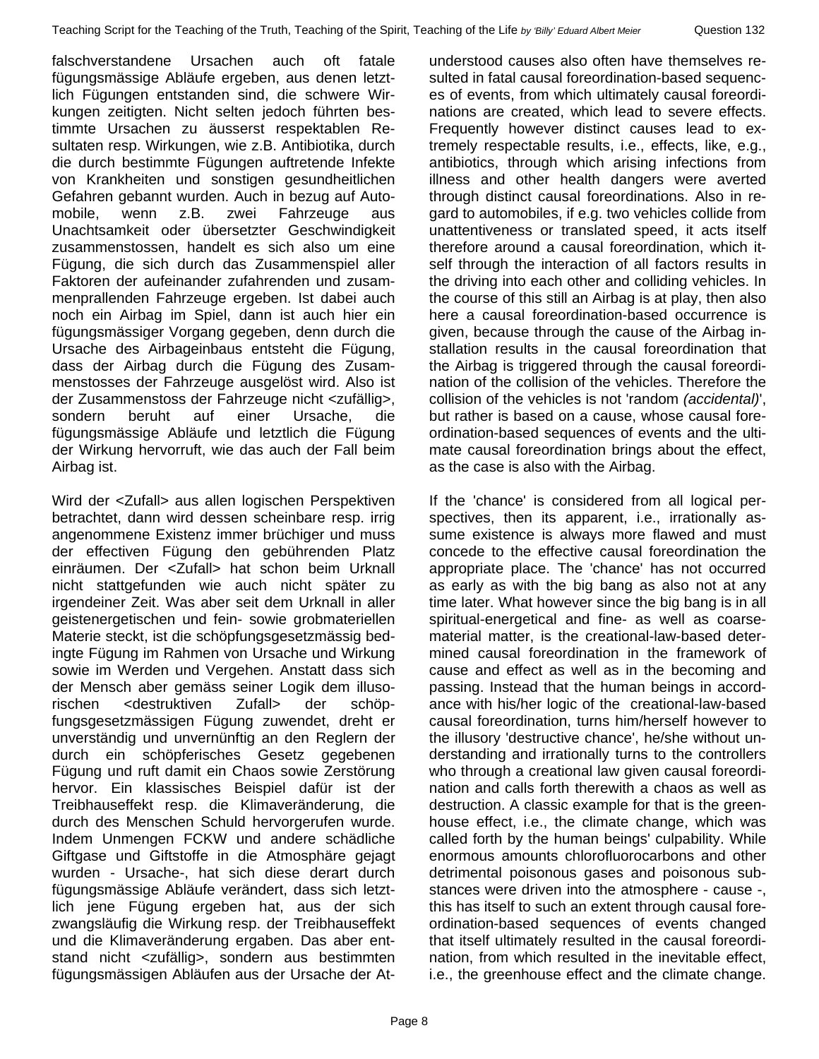falschverstandene Ursachen auch oft fatale fügungsmässige Abläufe ergeben, aus denen letztlich Fügungen entstanden sind, die schwere Wirkungen zeitigten. Nicht selten jedoch führten bestimmte Ursachen zu äusserst respektablen Resultaten resp. Wirkungen, wie z.B. Antibiotika, durch die durch bestimmte Fügungen auftretende Infekte von Krankheiten und sonstigen gesundheitlichen Gefahren gebannt wurden. Auch in bezug auf Automobile, wenn z.B. zwei Fahrzeuge aus Unachtsamkeit oder übersetzter Geschwindigkeit zusammenstossen, handelt es sich also um eine Fügung, die sich durch das Zusammenspiel aller Faktoren der aufeinander zufahrenden und zusammenprallenden Fahrzeuge ergeben. Ist dabei auch noch ein Airbag im Spiel, dann ist auch hier ein fügungsmässiger Vorgang gegeben, denn durch die Ursache des Airbageinbaus entsteht die Fügung, dass der Airbag durch die Fügung des Zusammenstosses der Fahrzeuge ausgelöst wird. Also ist der Zusammenstoss der Fahrzeuge nicht <zufällig>, sondern beruht auf einer Ursache, die fügungsmässige Abläufe und letztlich die Fügung der Wirkung hervorruft, wie das auch der Fall beim Airbag ist.

Wird der <Zufall> aus allen logischen Perspektiven betrachtet, dann wird dessen scheinbare resp. irrig angenommene Existenz immer brüchiger und muss der effectiven Fügung den gebührenden Platz einräumen. Der <Zufall> hat schon beim Urknall nicht stattgefunden wie auch nicht später zu irgendeiner Zeit. Was aber seit dem Urknall in aller geistenergetischen und fein- sowie grobmateriellen Materie steckt, ist die schöpfungsgesetzmässig bedingte Fügung im Rahmen von Ursache und Wirkung sowie im Werden und Vergehen. Anstatt dass sich der Mensch aber gemäss seiner Logik dem illusorischen <destruktiven Zufall> der schöpfungsgesetzmässigen Fügung zuwendet, dreht er unverständig und unvernünftig an den Reglern der durch ein schöpferisches Gesetz gegebenen Fügung und ruft damit ein Chaos sowie Zerstörung hervor. Ein klassisches Beispiel dafür ist der Treibhauseffekt resp. die Klimaveränderung, die durch des Menschen Schuld hervorgerufen wurde. Indem Unmengen FCKW und andere schädliche Giftgase und Giftstoffe in die Atmosphäre gejagt wurden - Ursache-, hat sich diese derart durch fügungsmässige Abläufe verändert, dass sich letztlich jene Fügung ergeben hat, aus der sich zwangsläufig die Wirkung resp. der Treibhauseffekt und die Klimaveränderung ergaben. Das aber entstand nicht <zufällig>, sondern aus bestimmten fügungsmässigen Abläufen aus der Ursache der At-

understood causes also often have themselves resulted in fatal causal foreordination-based sequences of events, from which ultimately causal foreordinations are created, which lead to severe effects. Frequently however distinct causes lead to extremely respectable results, i.e., effects, like, e.g., antibiotics, through which arising infections from illness and other health dangers were averted through distinct causal foreordinations. Also in regard to automobiles, if e.g. two vehicles collide from unattentiveness or translated speed, it acts itself therefore around a causal foreordination, which itself through the interaction of all factors results in the driving into each other and colliding vehicles. In the course of this still an Airbag is at play, then also here a causal foreordination-based occurrence is given, because through the cause of the Airbag installation results in the causal foreordination that the Airbag is triggered through the causal foreordination of the collision of the vehicles. Therefore the collision of the vehicles is not 'random *(accidental)*', but rather is based on a cause, whose causal foreordination-based sequences of events and the ultimate causal foreordination brings about the effect, as the case is also with the Airbag.

If the 'chance' is considered from all logical perspectives, then its apparent, i.e., irrationally assume existence is always more flawed and must concede to the effective causal foreordination the appropriate place. The 'chance' has not occurred as early as with the big bang as also not at any time later. What however since the big bang is in all spiritual-energetical and fine- as well as coarse-material matter, is the creational-law-based determined causal foreordination in the framework of cause and effect as well as in the becoming and passing. Instead that the human beings in accordance with his/her logic of the creational-law-based causal foreordination, turns him/herself however to the illusory 'destructive chance', he/she without understanding and irrationally turns to the controllers who through a creational law given causal foreordination and calls forth therewith a chaos as well as destruction. A classic example for that is the greenhouse effect, i.e., the climate change, which was called forth by the human beings' culpability. While enormous amounts chlorofluorocarbons and other detrimental poisonous gases and poisonous substances were driven into the atmosphere - cause -, this has itself to such an extent through causal foreordination-based sequences of events changed that itself ultimately resulted in the causal foreordination, from which resulted in the inevitable effect, i.e., the greenhouse effect and the climate change.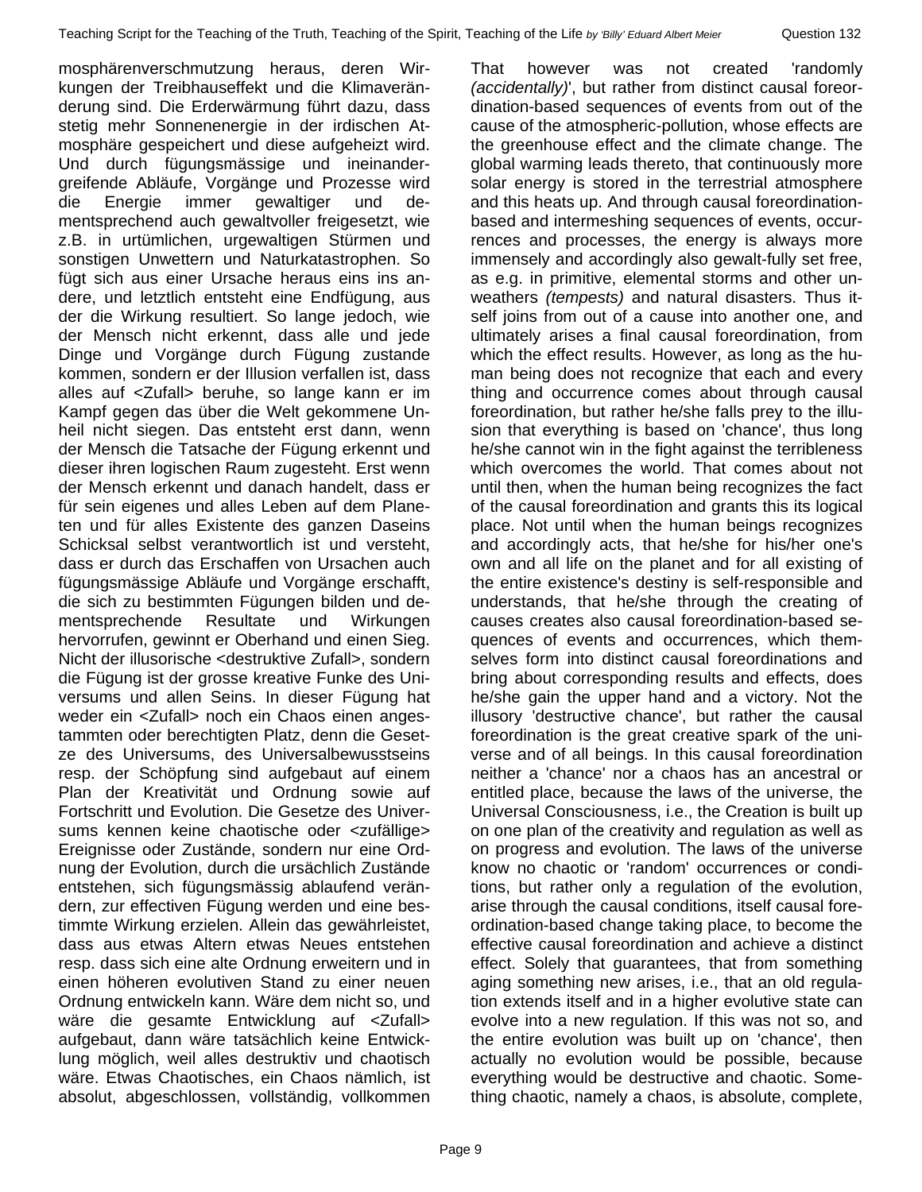mosphärenverschmutzung heraus, deren Wirkungen der Treibhauseffekt und die Klimaveränderung sind. Die Erderwärmung führt dazu, dass stetig mehr Sonnenenergie in der irdischen Atmosphäre gespeichert und diese aufgeheizt wird. Und durch fügungsmässige und ineinandergreifende Abläufe, Vorgänge und Prozesse wird die Energie immer gewaltiger und dementsprechend auch gewaltvoller freigesetzt, wie z.B. in urtümlichen, urgewaltigen Stürmen und sonstigen Unwettern und Naturkatastrophen. So fügt sich aus einer Ursache heraus eins ins andere, und letztlich entsteht eine Endfügung, aus der die Wirkung resultiert. So lange jedoch, wie der Mensch nicht erkennt, dass alle und jede Dinge und Vorgänge durch Fügung zustande kommen, sondern er der Illusion verfallen ist, dass alles auf <Zufall> beruhe, so lange kann er im Kampf gegen das über die Welt gekommene Unheil nicht siegen. Das entsteht erst dann, wenn der Mensch die Tatsache der Fügung erkennt und dieser ihren logischen Raum zugesteht. Erst wenn der Mensch erkennt und danach handelt, dass er für sein eigenes und alles Leben auf dem Planeten und für alles Existente des ganzen Daseins Schicksal selbst verantwortlich ist und versteht, dass er durch das Erschaffen von Ursachen auch fügungsmässige Abläufe und Vorgänge erschafft, die sich zu bestimmten Fügungen bilden und dementsprechende Resultate und Wirkungen hervorrufen, gewinnt er Oberhand und einen Sieg. Nicht der illusorische <destruktive Zufall>, sondern die Fügung ist der grosse kreative Funke des Universums und allen Seins. In dieser Fügung hat weder ein <Zufall> noch ein Chaos einen angestammten oder berechtigten Platz, denn die Gesetze des Universums, des Universalbewusstseins resp. der Schöpfung sind aufgebaut auf einem Plan der Kreativität und Ordnung sowie auf Fortschritt und Evolution. Die Gesetze des Universums kennen keine chaotische oder <zufällige> Ereignisse oder Zustände, sondern nur eine Ordnung der Evolution, durch die ursächlich Zustände entstehen, sich fügungsmässig ablaufend verändern, zur effectiven Fügung werden und eine bestimmte Wirkung erzielen. Allein das gewährleistet, dass aus etwas Altern etwas Neues entstehen resp. dass sich eine alte Ordnung erweitern und in einen höheren evolutiven Stand zu einer neuen Ordnung entwickeln kann. Wäre dem nicht so, und wäre die gesamte Entwicklung auf <Zufall> aufgebaut, dann wäre tatsächlich keine Entwicklung möglich, weil alles destruktiv und chaotisch wäre. Etwas Chaotisches, ein Chaos nämlich, ist absolut, abgeschlossen, vollständig, vollkommen

That however was not created 'randomly *(accidentally)*', but rather from distinct causal foreordination-based sequences of events from out of the cause of the atmospheric-pollution, whose effects are the greenhouse effect and the climate change. The global warming leads thereto, that continuously more solar energy is stored in the terrestrial atmosphere and this heats up. And through causal foreordination-based and intermeshing sequences of events, occurrences and processes, the energy is always more immensely and accordingly also gewalt-fully set free, as e.g. in primitive, elemental storms and other unweathers *(tempests)* and natural disasters. Thus itself joins from out of a cause into another one, and ultimately arises a final causal foreordination, from which the effect results. However, as long as the human being does not recognize that each and every thing and occurrence comes about through causal foreordination, but rather he/she falls prey to the illusion that everything is based on 'chance', thus long he/she cannot win in the fight against the terribleness which overcomes the world. That comes about not until then, when the human being recognizes the fact of the causal foreordination and grants this its logical place. Not until when the human beings recognizes and accordingly acts, that he/she for his/her one's own and all life on the planet and for all existing of the entire existence's destiny is self-responsible and understands, that he/she through the creating of causes creates also causal foreordination-based sequences of events and occurrences, which themselves form into distinct causal foreordinations and bring about corresponding results and effects, does he/she gain the upper hand and a victory. Not the illusory 'destructive chance', but rather the causal foreordination is the great creative spark of the universe and of all beings. In this causal foreordination neither a 'chance' nor a chaos has an ancestral or entitled place, because the laws of the universe, the Universal Consciousness, i.e., the Creation is built up on one plan of the creativity and regulation as well as on progress and evolution. The laws of the universe know no chaotic or 'random' occurrences or conditions, but rather only a regulation of the evolution, arise through the causal conditions, itself causal foreordination-based change taking place, to become the effective causal foreordination and achieve a distinct effect. Solely that guarantees, that from something aging something new arises, i.e., that an old regulation extends itself and in a higher evolutive state can evolve into a new regulation. If this was not so, and the entire evolution was built up on 'chance', then actually no evolution would be possible, because everything would be destructive and chaotic. Something chaotic, namely a chaos, is absolute, complete,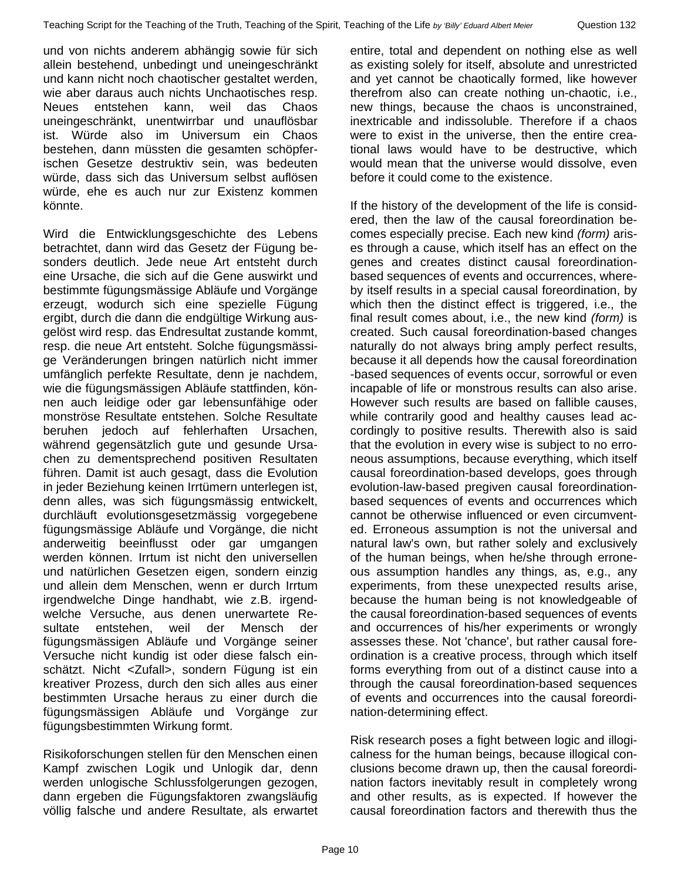und von nichts anderem abhängig sowie für sich allein bestehend, unbedingt und uneingeschränkt und kann nicht noch chaotischer gestaltet werden, wie aber daraus auch nichts Unchaotisches resp. Neues entstehen kann, weil das Chaos uneingeschränkt, unentwirrbar und unauflösbar ist. Würde also im Universum ein Chaos bestehen, dann müssten die gesamten schöpferischen Gesetze destruktiv sein, was bedeuten würde, dass sich das Universum selbst auflösen würde, ehe es auch nur zur Existenz kommen könnte.

Wird die Entwicklungsgeschichte des Lebens betrachtet, dann wird das Gesetz der Fügung besonders deutlich. Jede neue Art entsteht durch eine Ursache, die sich auf die Gene auswirkt und bestimmte fügungsmässige Abläufe und Vorgänge erzeugt, wodurch sich eine spezielle Fügung ergibt, durch die dann die endgültige Wirkung ausgelöst wird resp. das Endresultat zustande kommt, resp. die neue Art entsteht. Solche fügungsmässige Veränderungen bringen natürlich nicht immer umfänglich perfekte Resultate, denn je nachdem, wie die fügungsmässigen Abläufe stattfinden, können auch leidige oder gar lebensunfähige oder monströse Resultate entstehen. Solche Resultate beruhen jedoch auf fehlerhaften Ursachen, während gegensätzlich gute und gesunde Ursachen zu dementsprechend positiven Resultaten führen. Damit ist auch gesagt, dass die Evolution in jeder Beziehung keinen Irrtümern unterlegen ist, denn alles, was sich fügungsmässig entwickelt, durchläuft evolutionsgesetzmässig vorgegebene fügungsmässige Abläufe und Vorgänge, die nicht anderweitig beeinflusst oder gar umgangen werden können. Irrtum ist nicht den universellen und natürlichen Gesetzen eigen, sondern einzig und allein dem Menschen, wenn er durch Irrtum irgendwelche Dinge handhabt, wie z.B. irgendwelche Versuche, aus denen unerwartete Resultate entstehen, weil der Mensch der fügungsmässigen Abläufe und Vorgänge seiner Versuche nicht kundig ist oder diese falsch einschätzt. Nicht <Zufall>, sondern Fügung ist ein kreativer Prozess, durch den sich alles aus einer bestimmten Ursache heraus zu einer durch die fügungsmässigen Abläufe und Vorgänge zur fügungsbestimmten Wirkung formt.

Risikoforschungen stellen für den Menschen einen Kampf zwischen Logik und Unlogik dar, denn werden unlogische Schlussfolgerungen gezogen, dann ergeben die Fügungsfaktoren zwangsläufig völlig falsche und andere Resultate, als erwartet

entire, total and dependent on nothing else as well as existing solely for itself, absolute and unrestricted and yet cannot be chaotically formed, like however therefrom also can create nothing un-chaotic, i.e., new things, because the chaos is unconstrained, inextricable and indissoluble. Therefore if a chaos were to exist in the universe, then the entire creational laws would have to be destructive, which would mean that the universe would dissolve, even before it could come to the existence.

If the history of the development of the life is considered, then the law of the causal foreordination becomes especially precise. Each new kind *(form)* arises through a cause, which itself has an effect on the genes and creates distinct causal foreordination-based sequences of events and occurrences, whereby itself results in a special causal foreordination, by which then the distinct effect is triggered, i.e., the final result comes about, i.e., the new kind *(form)* is created. Such causal foreordination-based changes naturally do not always bring amply perfect results, because it all depends how the causal foreordination-based sequences of events occur, sorrowful or even incapable of life or monstrous results can also arise. However such results are based on fallible causes, while contrarily good and healthy causes lead accordingly to positive results. Therewith also is said that the evolution in every wise is subject to no erroneous assumptions, because everything, which itself causal foreordination-based develops, goes through evolution-law-based pregiven causal foreordination-based sequences of events and occurrences which cannot be otherwise influenced or even circumvented. Erroneous assumption is not the universal and natural law's own, but rather solely and exclusively of the human beings, when he/she through erroneous assumption handles any things, as, e.g., any experiments, from these unexpected results arise, because the human being is not knowledgeable of the causal foreordination-based sequences of events and occurrences of his/her experiments or wrongly assesses these. Not 'chance', but rather causal foreordination is a creative process, through which itself forms everything from out of a distinct cause into a through the causal foreordination-based sequences of events and occurrences into the causal foreordination-determining effect.

Risk research poses a fight between logic and illogicalness for the human beings, because illogical conclusions become drawn up, then the causal foreordination factors inevitably result in completely wrong and other results, as is expected. If however the causal foreordination factors and therewith thus the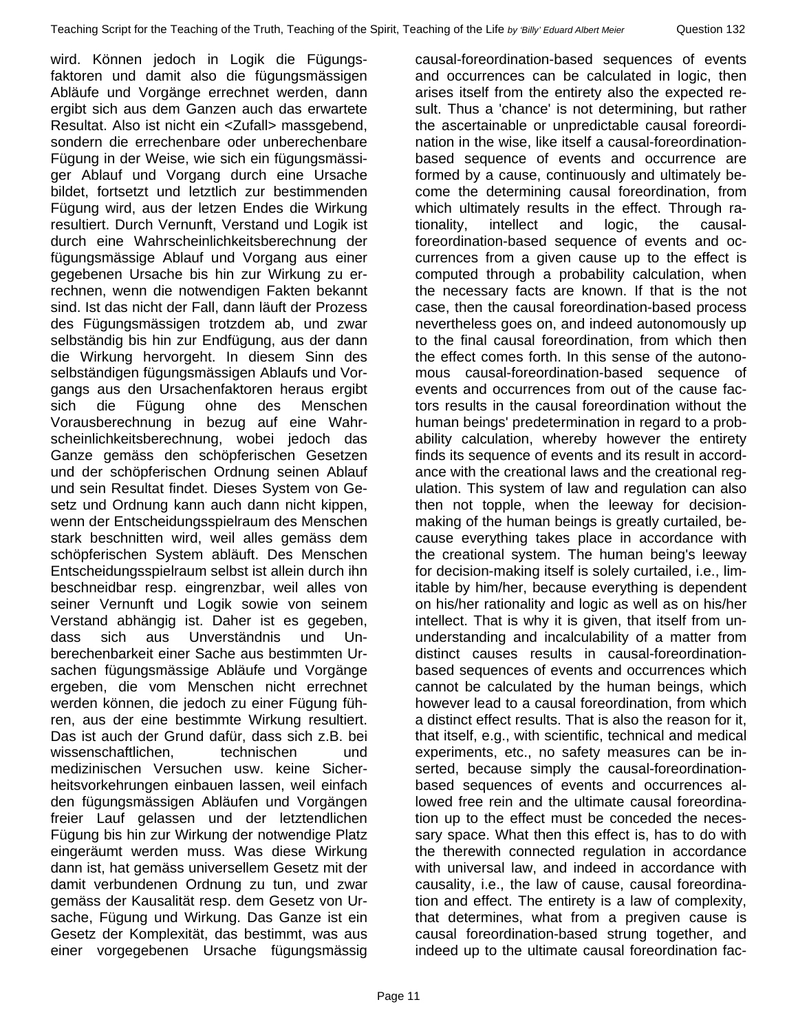wird. Können jedoch in Logik die Fügungsfaktoren und damit also die fügungsmässigen Abläufe und Vorgänge errechnet werden, dann ergibt sich aus dem Ganzen auch das erwartete Resultat. Also ist nicht ein <Zufall> massgebend, sondern die errechenbare oder unberechenbare Fügung in der Weise, wie sich ein fügungsmässiger Ablauf und Vorgang durch eine Ursache bildet, fortsetzt und letztlich zur bestimmenden Fügung wird, aus der letzten Endes die Wirkung resultiert. Durch Vernunft, Verstand und Logik ist durch eine Wahrscheinlichkeitsberechnung der fügungsmässige Ablauf und Vorgang aus einer gegebenen Ursache bis hin zur Wirkung zu errechnen, wenn die notwendigen Fakten bekannt sind. Ist das nicht der Fall, dann läuft der Prozess des Fügungsmässigen trotzdem ab, und zwar selbständig bis hin zur Endfügung, aus der dann die Wirkung hervorgeht. In diesem Sinn des selbständigen fügungsmässigen Ablaufs und Vorgangs aus den Ursachenfaktoren heraus ergibt sich die Fügung ohne des Menschen Vorausberechnung in bezug auf eine Wahrscheinlichkeitsberechnung, wobei jedoch das Ganze gemäss den schöpferischen Gesetzen und der schöpferischen Ordnung seinen Ablauf und sein Resultat findet. Dieses System von Gesetz und Ordnung kann auch dann nicht kippen, wenn der Entscheidungsspielraum des Menschen stark beschnitten wird, weil alles gemäss dem schöpferischen System abläuft. Des Menschen Entscheidungsspielraum selbst ist allein durch ihn beschneidbar resp. eingrenzbar, weil alles von seiner Vernunft und Logik sowie von seinem Verstand abhängig ist. Daher ist es gegeben, dass sich aus Unverständnis und Unberechenbarkeit einer Sache aus bestimmten Ursachen fügungsmässige Abläufe und Vorgänge ergeben, die vom Menschen nicht errechnet werden können, die jedoch zu einer Fügung führen, aus der eine bestimmte Wirkung resultiert. Das ist auch der Grund dafür, dass sich z.B. bei wissenschaftlichen, technischen und medizinischen Versuchen usw. keine Sicherheitsvorkehrungen einbauen lassen, weil einfach den fügungsmässigen Abläufen und Vorgängen freier Lauf gelassen und der letztendlichen Fügung bis hin zur Wirkung der notwendige Platz eingeräumt werden muss. Was diese Wirkung dann ist, hat gemäss universellem Gesetz mit der damit verbundenen Ordnung zu tun, und zwar gemäss der Kausalität resp. dem Gesetz von Ursache, Fügung und Wirkung. Das Ganze ist ein Gesetz der Komplexität, das bestimmt, was aus einer vorgegebenen Ursache fügungsmässig

causal-foreordination-based sequences of events and occurrences can be calculated in logic, then arises itself from the entirety also the expected result. Thus a 'chance' is not determining, but rather the ascertainable or unpredictable causal foreordination in the wise, like itself a causal-foreordination-based sequence of events and occurrence are formed by a cause, continuously and ultimately become the determining causal foreordination, from which ultimately results in the effect. Through rationality, intellect and logic, the causal-foreordination-based sequence of events and occurrences from a given cause up to the effect is computed through a probability calculation, when the necessary facts are known. If that is the not case, then the causal foreordination-based process nevertheless goes on, and indeed autonomously up to the final causal foreordination, from which then the effect comes forth. In this sense of the autonomous causal-foreordination-based sequence of events and occurrences from out of the cause factors results in the causal foreordination without the human beings' predetermination in regard to a probability calculation, whereby however the entirety finds its sequence of events and its result in accordance with the creational laws and the creational regulation. This system of law and regulation can also then not topple, when the leeway for decision-making of the human beings is greatly curtailed, because everything takes place in accordance with the creational system. The human being's leeway for decision-making itself is solely curtailed, i.e., limitable by him/her, because everything is dependent on his/her rationality and logic as well as on his/her intellect. That is why it is given, that itself from ununderstanding and incalculability of a matter from distinct causes results in causal-foreordination-based sequences of events and occurrences which cannot be calculated by the human beings, which however lead to a causal foreordination, from which a distinct effect results. That is also the reason for it, that itself, e.g., with scientific, technical and medical experiments, etc., no safety measures can be inserted, because simply the causal-foreordination-based sequences of events and occurrences allowed free rein and the ultimate causal foreordination up to the effect must be conceded the necessary space. What then this effect is, has to do with the therewith connected regulation in accordance with universal law, and indeed in accordance with causality, i.e., the law of cause, causal foreordination and effect. The entirety is a law of complexity, that determines, what from a pregiven cause is causal foreordination-based strung together, and indeed up to the ultimate causal foreordination fac-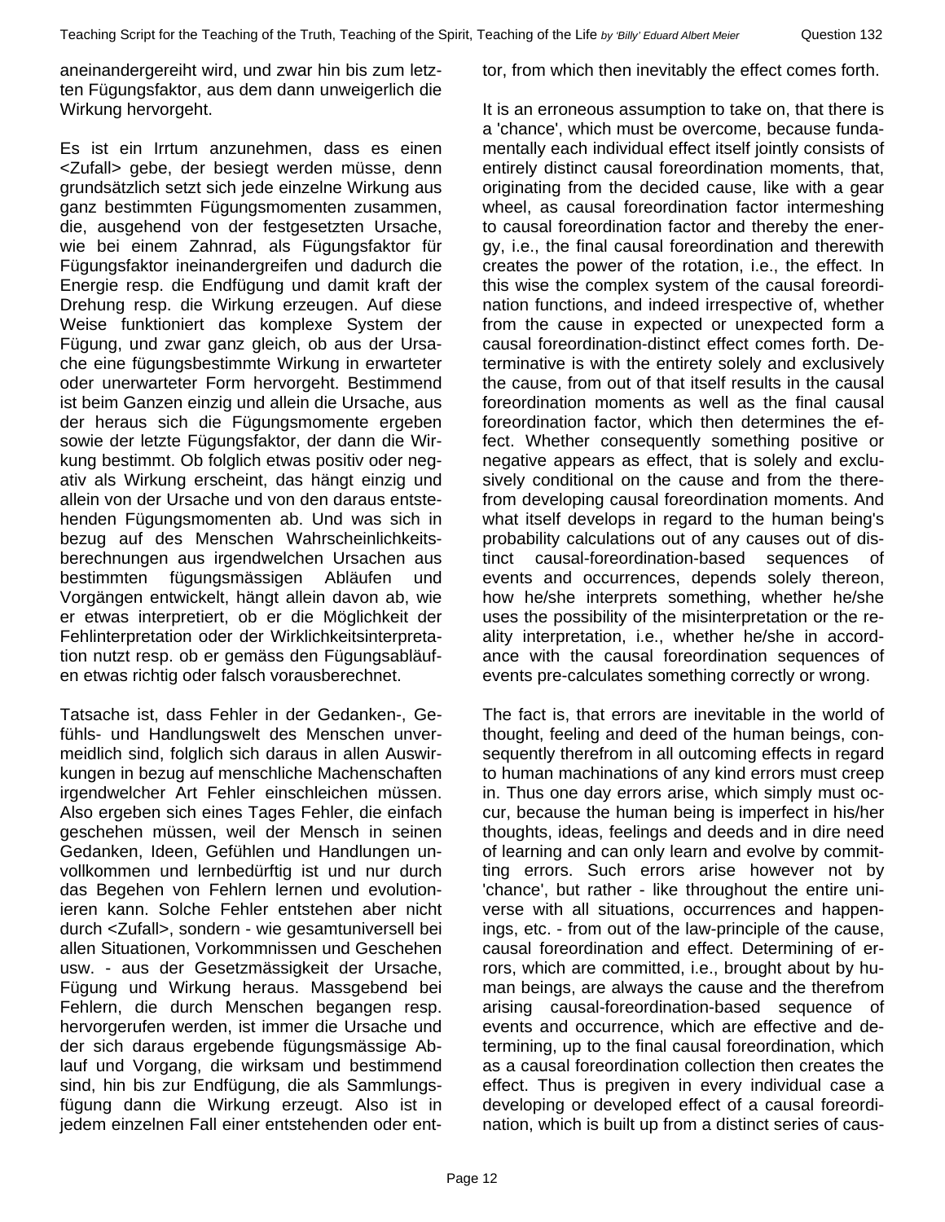aneinandergereiht wird, und zwar hin bis zum letzten Fügungsfaktor, aus dem dann unweigerlich die Wirkung hervorgeht.

Es ist ein Irrtum anzunehmen, dass es einen <Zufall> gebe, der besiegt werden müsse, denn grundsätzlich setzt sich jede einzelne Wirkung aus ganz bestimmten Fügungsmomenten zusammen, die, ausgehend von der festgesetzten Ursache, wie bei einem Zahnrad, als Fügungsfaktor für Fügungsfaktor ineinandergreifen und dadurch die Energie resp. die Endfügung und damit kraft der Drehung resp. die Wirkung erzeugen. Auf diese Weise funktioniert das komplexe System der Fügung, und zwar ganz gleich, ob aus der Ursache eine fügungsbestimmte Wirkung in erwarteter oder unerwarteter Form hervorgeht. Bestimmend ist beim Ganzen einzig und allein die Ursache, aus der heraus sich die Fügungsmomente ergeben sowie der letzte Fügungsfaktor, der dann die Wirkung bestimmt. Ob folglich etwas positiv oder negativ als Wirkung erscheint, das hängt einzig und allein von der Ursache und von den daraus entstehenden Fügungsmomenten ab. Und was sich in bezug auf des Menschen Wahrscheinlichkeitsberechnungen aus irgendwelchen Ursachen aus bestimmten fügungsmässigen Abläufen und Vorgängen entwickelt, hängt allein davon ab, wie er etwas interpretiert, ob er die Möglichkeit der Fehlinterpretation oder der Wirklichkeitsinterpretation nutzt resp. ob er gemäss den Fügungsabläufen etwas richtig oder falsch vorausberechnet.

Tatsache ist, dass Fehler in der Gedanken-, Gefühls- und Handlungswelt des Menschen unvermeidlich sind, folglich sich daraus in allen Auswirkungen in bezug auf menschliche Machenschaften irgendwelcher Art Fehler einschleichen müssen. Also ergeben sich eines Tages Fehler, die einfach geschehen müssen, weil der Mensch in seinen Gedanken, Ideen, Gefühlen und Handlungen unvollkommen und lernbedürftig ist und nur durch das Begehen von Fehlern lernen und evolutionieren kann. Solche Fehler entstehen aber nicht durch <Zufall>, sondern - wie gesamtuniversell bei allen Situationen, Vorkommnissen und Geschehen usw. - aus der Gesetzmässigkeit der Ursache, Fügung und Wirkung heraus. Massgebend bei Fehlern, die durch Menschen begangen resp. hervorgerufen werden, ist immer die Ursache und der sich daraus ergebende fügungsmässige Ablauf und Vorgang, die wirksam und bestimmend sind, hin bis zur Endfügung, die als Sammlungsfügung dann die Wirkung erzeugt. Also ist in jedem einzelnen Fall einer entstehenden oder ent-

tor, from which then inevitably the effect comes forth.

It is an erroneous assumption to take on, that there is a 'chance', which must be overcome, because fundamentally each individual effect itself jointly consists of entirely distinct causal foreordination moments, that, originating from the decided cause, like with a gear wheel, as causal foreordination factor intermeshing to causal foreordination factor and thereby the energy, i.e., the final causal foreordination and therewith creates the power of the rotation, i.e., the effect. In this wise the complex system of the causal foreordination functions, and indeed irrespective of, whether from the cause in expected or unexpected form a causal foreordination-distinct effect comes forth. Determinative is with the entirety solely and exclusively the cause, from out of that itself results in the causal foreordination moments as well as the final causal foreordination factor, which then determines the effect. Whether consequently something positive or negative appears as effect, that is solely and exclusively conditional on the cause and from the therefrom developing causal foreordination moments. And what itself develops in regard to the human being's probability calculations out of any causes out of distinct causal-foreordination-based sequences of events and occurrences, depends solely thereon, how he/she interprets something, whether he/she uses the possibility of the misinterpretation or the reality interpretation, i.e., whether he/she in accordance with the causal foreordination sequences of events pre-calculates something correctly or wrong.

The fact is, that errors are inevitable in the world of thought, feeling and deed of the human beings, consequently therefrom in all outcoming effects in regard to human machinations of any kind errors must creep in. Thus one day errors arise, which simply must occur, because the human being is imperfect in his/her thoughts, ideas, feelings and deeds and in dire need of learning and can only learn and evolve by committing errors. Such errors arise however not by 'chance', but rather - like throughout the entire universe with all situations, occurrences and happenings, etc. - from out of the law-principle of the cause, causal foreordination and effect. Determining of errors, which are committed, i.e., brought about by human beings, are always the cause and the therefrom arising causal-foreordination-based sequence of events and occurrence, which are effective and determining, up to the final causal foreordination, which as a causal foreordination collection then creates the effect. Thus is pregiven in every individual case a developing or developed effect of a causal foreordination, which is built up from a distinct series of caus-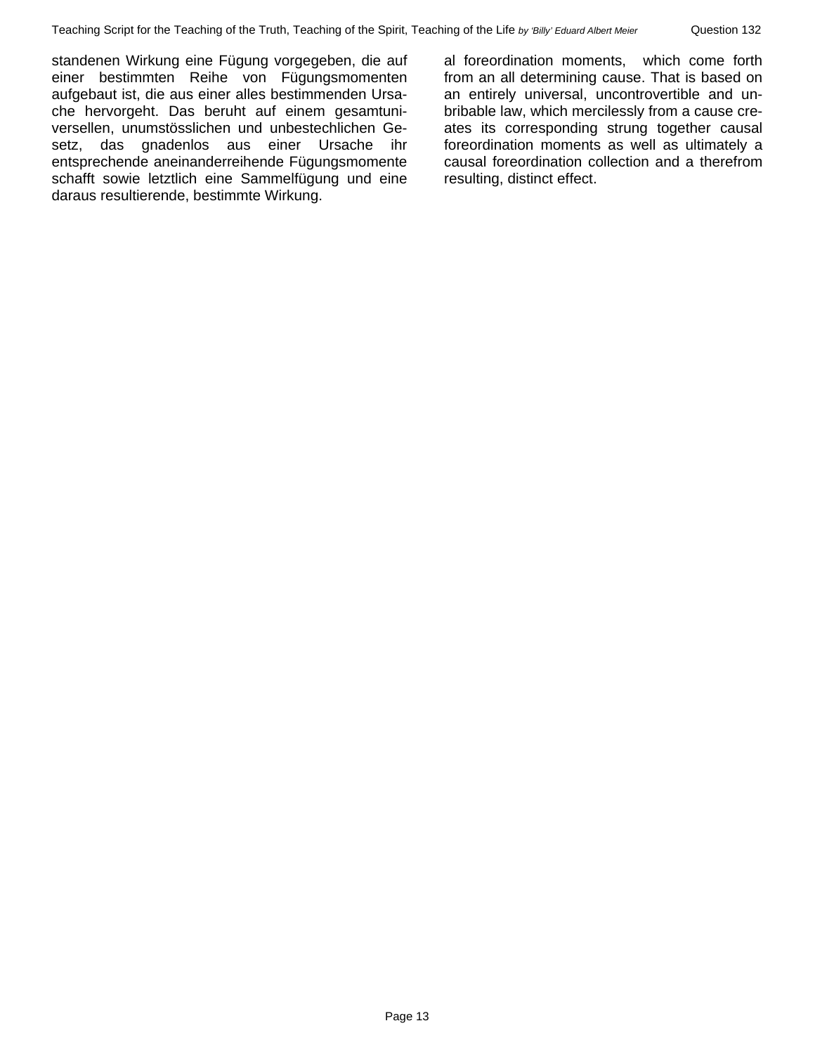standenen Wirkung eine Fügung vorgegeben, die auf einer bestimmten Reihe von Fügungsmomenten aufgebaut ist, die aus einer alles bestimmenden Ursache hervorgeht. Das beruht auf einem gesamtuniversellen, unumstösslichen und unbestechlichen Gesetz, das gnadenlos aus einer Ursache ihr entsprechende aneinanderreihende Fügungsmomente schafft sowie letztlich eine Sammelfügung und eine daraus resultierende, bestimmte Wirkung.

al foreordination moments, which come forth from an all determining cause. That is based on an entirely universal, uncontrovertible and unbribable law, which mercilessly from a cause creates its corresponding strung together causal foreordination moments as well as ultimately a causal foreordination collection and a therefrom resulting, distinct effect.